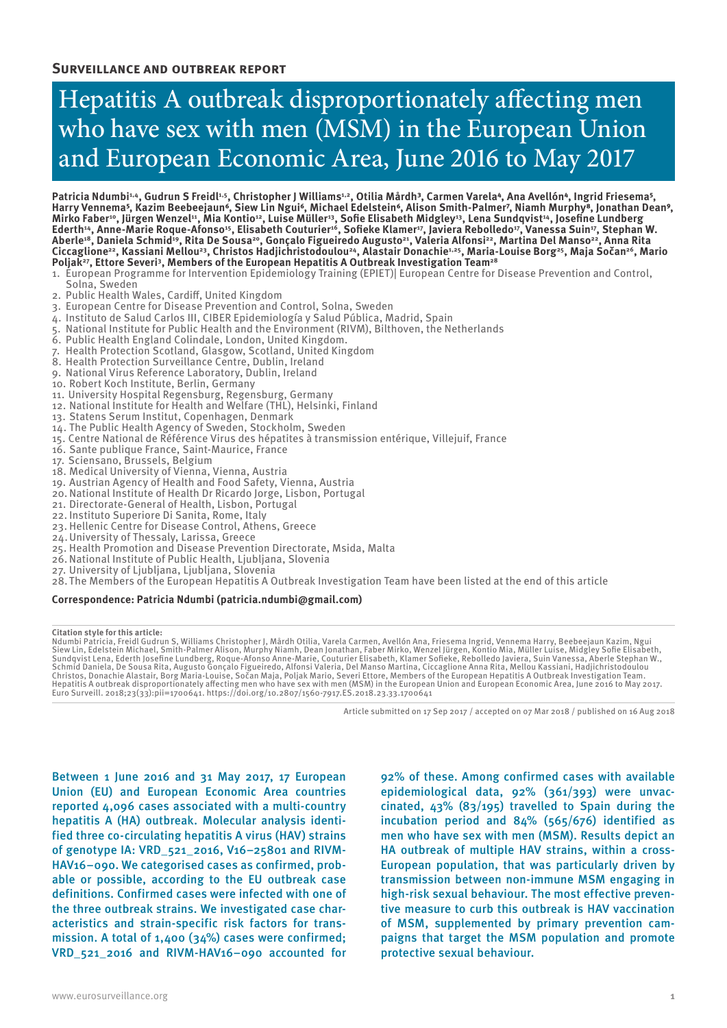## Surveillance and outbreak report

# Hepatitis A outbreak disproportionately affecting men who have sex with men (MSM) in the European Union and European Economic Area, June 2016 to May 2017

**Patricia Ndumbi[1,4], Gudrun S Freidl[1,5], Christopher J Williams[1,2], Otilia Mårdh[3], Carmen Varela[4], Ana Avellón[4], Ingrid Friesema[5], Harry Vennema[5], Kazim Beebeejaun[6], Siew Lin Ngui[6], Michael Edelstein[6], Alison Smith-Palmer[7], Niamh Murphy[8], Jonathan Dean[9], Mirko Faber[10], Jürgen Wenzel[11], Mia Kontio[12], Luise Müller[13], Sofie Elisabeth Midgley[13], Lena Sundqvist[14], Josefine Lundberg Ederth[14], Anne-Marie Roque-Afonso[15], Elisabeth Couturier[16], Sofieke Klamer[17], Javiera Rebolledo[17], Vanessa Suin[17], Stephan W. Aberle[18], Daniela Schmid[19], Rita De Sousa[20], Gonçalo Figueiredo Augusto[21], Valeria Alfonsi[22], Martina Del Manso[22], Anna Rita Ciccaglione[22], Kassiani Mellou[23], Christos Hadjichristodoulou[24], Alastair Donachie[1,25], Maria-Louise Borg[25], Maja Sočan[26], Mario Poljak[27], Ettore Severi[3], Members of the European Hepatitis A Outbreak Investigation Team[28]**

1. European Programme for Intervention Epidemiology Training (EPIET)| European Centre for Disease Prevention and Control, Solna, Sweden
2. Public Health Wales, Cardiff, United Kingdom
3. European Centre for Disease Prevention and Control, Solna, Sweden
4. Instituto de Salud Carlos III, CIBER Epidemiología y Salud Pública, Madrid, Spain
5. National Institute for Public Health and the Environment (RIVM), Bilthoven, the Netherlands
6. Public Health England Colindale, London, United Kingdom.
7. Health Protection Scotland, Glasgow, Scotland, United Kingdom
8. Health Protection Surveillance Centre, Dublin, Ireland
9. National Virus Reference Laboratory, Dublin, Ireland
10. Robert Koch Institute, Berlin, Germany
11. University Hospital Regensburg, Regensburg, Germany
12. National Institute for Health and Welfare (THL), Helsinki, Finland
13. Statens Serum Institut, Copenhagen, Denmark
14. The Public Health Agency of Sweden, Stockholm, Sweden
15. Centre National de Référence Virus des hépatites à transmission entérique, Villejuif, France
16. Sante publique France, Saint-Maurice, France
17. Sciensano, Brussels, Belgium
18. Medical University of Vienna, Vienna, Austria
19. Austrian Agency of Health and Food Safety, Vienna, Austria
20. National Institute of Health Dr Ricardo Jorge, Lisbon, Portugal
21. Directorate-General of Health, Lisbon, Portugal
22. Instituto Superiore Di Sanita, Rome, Italy
23. Hellenic Centre for Disease Control, Athens, Greece
24. University of Thessaly, Larissa, Greece
25. Health Promotion and Disease Prevention Directorate, Msida, Malta
26. National Institute of Public Health, Ljubljana, Slovenia
27. University of Ljubljana, Ljubljana, Slovenia
28. The Members of the European Hepatitis A Outbreak Investigation Team have been listed at the end of this article

**Correspondence: Patricia Ndumbi (patricia.ndumbi@gmail.com)**

**Citation style for this article:**
Ndumbi Patricia, Freidl Gudrun S, Williams Christopher J, Mårdh Otilia, Varela Carmen, Avellón Ana, Friesema Ingrid, Vennema Harry, Beebeejaun Kazim, Ngui Siew Lin, Edelstein Michael, Smith-Palmer Alison, Murphy Niamh, Dean Jonathan, Faber Mirko, Wenzel Jürgen, Kontio Mia, Müller Luise, Midgley Sofie Elisabeth, Sundqvist Lena, Ederth Josefine Lundberg, Roque-Afonso Anne-Marie, Couturier Elisabeth, Klamer Sofieke, Rebolledo Javiera, Suin Vanessa, Aberle Stephan W., Schmid Daniela, De Sousa Rita, Augusto Gonçalo Figueiredo, Alfonsi Valeria, Del Manso Martina, Ciccaglione Anna Rita, Mellou Kassiani, Hadjichristodoulou Christos, Donachie Alastair, Borg Maria-Louise, Sočan Maja, Poljak Mario, Severi Ettore, Members of the European Hepatitis A Outbreak Investigation Team. Hepatitis A outbreak disproportionately affecting men who have sex with men (MSM) in the European Union and European Economic Area, June 2016 to May 2017. Euro Surveill. 2018;23(33):pii=1700641. https://doi.org/10.2807/1560-7917.ES.2018.23.33.1700641

Article submitted on 17 Sep 2017 / accepted on 07 Mar 2018 / published on 16 Aug 2018

Between 1 June 2016 and 31 May 2017, 17 European Union (EU) and European Economic Area countries reported 4,096 cases associated with a multi-country hepatitis A (HA) outbreak. Molecular analysis identified three co-circulating hepatitis A virus (HAV) strains of genotype IA: VRD_521_2016, V16–25801 and RIVM-HAV16–090. We categorised cases as confirmed, probable or possible, according to the EU outbreak case definitions. Confirmed cases were infected with one of the three outbreak strains. We investigated case characteristics and strain-specific risk factors for transmission. A total of 1,400 (34%) cases were confirmed; VRD_521_2016 and RIVM-HAV16–090 accounted for 92% of these. Among confirmed cases with available epidemiological data, 92% (361/393) were unvaccinated, 43% (83/195) travelled to Spain during the incubation period and 84% (565/676) identified as men who have sex with men (MSM). Results depict an HA outbreak of multiple HAV strains, within a cross-European population, that was particularly driven by transmission between non-immune MSM engaging in high-risk sexual behaviour. The most effective preventive measure to curb this outbreak is HAV vaccination of MSM, supplemented by primary prevention campaigns that target the MSM population and promote protective sexual behaviour.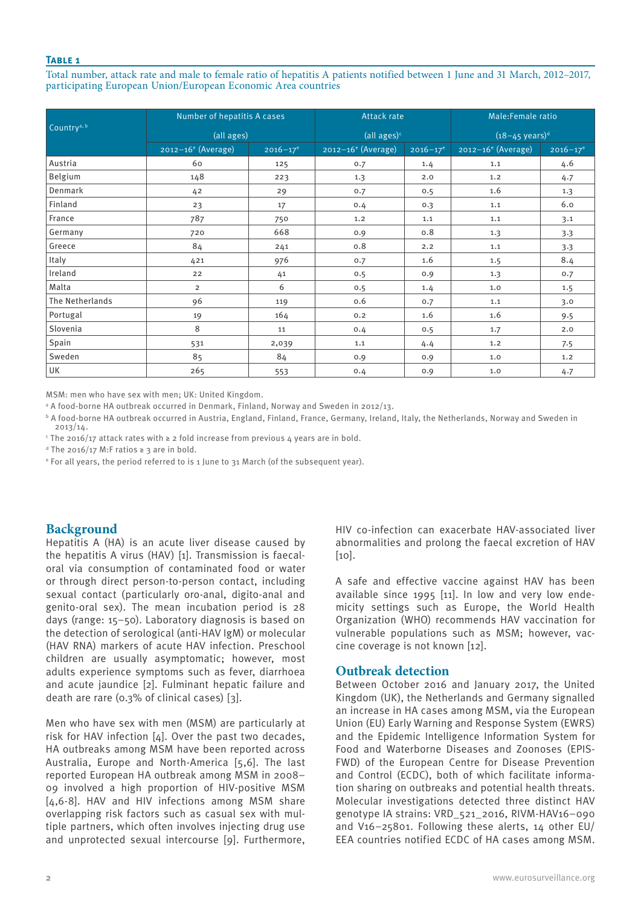**Table 1**

Total number, attack rate and male to female ratio of hepatitis A patients notified between 1 June and 31 March, 2012–2017, participating European Union/European Economic Area countries

| Country[a, b] | Number of hepatitis A cases (all ages) | | Attack rate (all ages)[c] | | Male:Female ratio (18–45 years)[d] | |
|---|---|---|---|---|---|---|
| | 2012–16[e] (Average) | 2016–17[e] | 2012–16[e] (Average) | 2016–17[e] | 2012–16[e] (Average) | 2016–17[e] |
| Austria | 60 | 125 | 0.7 | 1.4 | 1.1 | 4.6 |
| Belgium | 148 | 223 | 1.3 | 2.0 | 1.2 | 4.7 |
| Denmark | 42 | 29 | 0.7 | 0.5 | 1.6 | 1.3 |
| Finland | 23 | 17 | 0.4 | 0.3 | 1.1 | 6.0 |
| France | 787 | 750 | 1.2 | 1.1 | 1.1 | 3.1 |
| Germany | 720 | 668 | 0.9 | 0.8 | 1.3 | 3.3 |
| Greece | 84 | 241 | 0.8 | 2.2 | 1.1 | 3.3 |
| Italy | 421 | 976 | 0.7 | 1.6 | 1.5 | 8.4 |
| Ireland | 22 | 41 | 0.5 | 0.9 | 1.3 | 0.7 |
| Malta | 2 | 6 | 0.5 | 1.4 | 1.0 | 1.5 |
| The Netherlands | 96 | 119 | 0.6 | 0.7 | 1.1 | 3.0 |
| Portugal | 19 | 164 | 0.2 | 1.6 | 1.6 | 9.5 |
| Slovenia | 8 | 11 | 0.4 | 0.5 | 1.7 | 2.0 |
| Spain | 531 | 2,039 | 1.1 | 4.4 | 1.2 | 7.5 |
| Sweden | 85 | 84 | 0.9 | 0.9 | 1.0 | 1.2 |
| UK | 265 | 553 | 0.4 | 0.9 | 1.0 | 4.7 |

MSM: men who have sex with men; UK: United Kingdom.

[a] A food-borne HA outbreak occurred in Denmark, Finland, Norway and Sweden in 2012/13.

[b] A food-borne HA outbreak occurred in Austria, England, Finland, France, Germany, Ireland, Italy, the Netherlands, Norway and Sweden in 2013/14.

[c] The 2016/17 attack rates with ≥ 2 fold increase from previous 4 years are in bold.

[d] The 2016/17 M:F ratios ≥ 3 are in bold.

[e] For all years, the period referred to is 1 June to 31 March (of the subsequent year).

## Background

Hepatitis A (HA) is an acute liver disease caused by the hepatitis A virus (HAV) [1]. Transmission is faecal-oral via consumption of contaminated food or water or through direct person-to-person contact, including sexual contact (particularly oro-anal, digito-anal and genito-oral sex). The mean incubation period is 28 days (range: 15–50). Laboratory diagnosis is based on the detection of serological (anti-HAV IgM) or molecular (HAV RNA) markers of acute HAV infection. Preschool children are usually asymptomatic; however, most adults experience symptoms such as fever, diarrhoea and acute jaundice [2]. Fulminant hepatic failure and death are rare (0.3% of clinical cases) [3].

Men who have sex with men (MSM) are particularly at risk for HAV infection [4]. Over the past two decades, HA outbreaks among MSM have been reported across Australia, Europe and North-America [5,6]. The last reported European HA outbreak among MSM in 2008–09 involved a high proportion of HIV-positive MSM [4,6-8]. HAV and HIV infections among MSM share overlapping risk factors such as casual sex with multiple partners, which often involves injecting drug use and unprotected sexual intercourse [9]. Furthermore, HIV co-infection can exacerbate HAV-associated liver abnormalities and prolong the faecal excretion of HAV [10].

A safe and effective vaccine against HAV has been available since 1995 [11]. In low and very low endemicity settings such as Europe, the World Health Organization (WHO) recommends HAV vaccination for vulnerable populations such as MSM; however, vaccine coverage is not known [12].

## Outbreak detection

Between October 2016 and January 2017, the United Kingdom (UK), the Netherlands and Germany signalled an increase in HA cases among MSM, via the European Union (EU) Early Warning and Response System (EWRS) and the Epidemic Intelligence Information System for Food and Waterborne Diseases and Zoonoses (EPIS-FWD) of the European Centre for Disease Prevention and Control (ECDC), both of which facilitate information sharing on outbreaks and potential health threats. Molecular investigations detected three distinct HAV genotype IA strains: VRD_521_2016, RIVM-HAV16–090 and V16–25801. Following these alerts, 14 other EU/EEA countries notified ECDC of HA cases among MSM.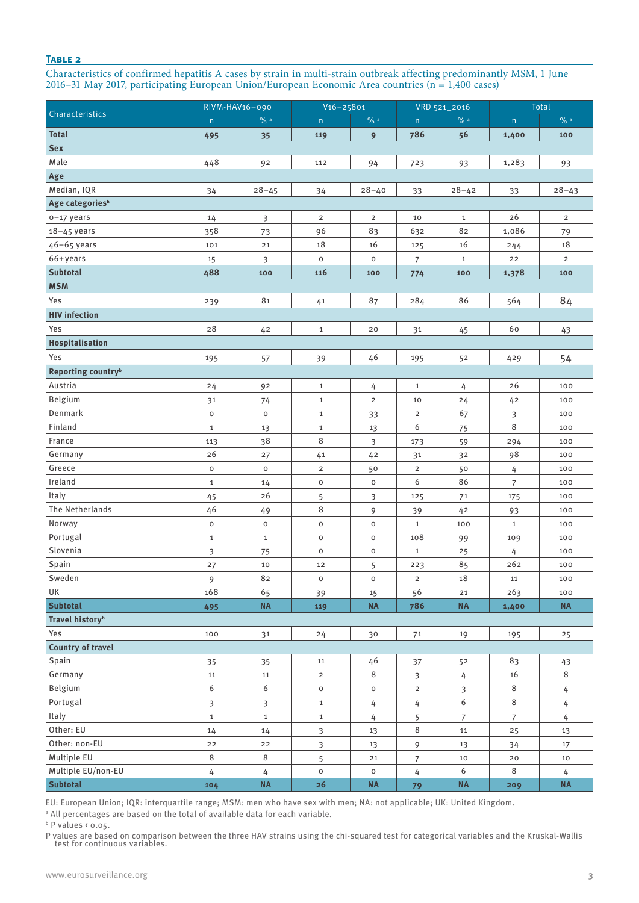**Table 2**

Characteristics of confirmed hepatitis A cases by strain in multi-strain outbreak affecting predominantly MSM, 1 June 2016–31 May 2017, participating European Union/European Economic Area countries (n = 1,400 cases)

| Characteristics | RIVM-HAV16–090 | | V16–25801 | | VRD 521_2016 | | Total | |
|---|---|---|---|---|---|---|---|---|
| | n | % [a] | n | % [a] | n | % [a] | n | % [a] |
| **Total** | **495** | **35** | **119** | **9** | **786** | **56** | **1,400** | **100** |
| **Sex** | | | | | | | | |
| Male | 448 | 92 | 112 | 94 | 723 | 93 | 1,283 | 93 |
| **Age** | | | | | | | | |
| Median, IQR | 34 | 28–45 | 34 | 28–40 | 33 | 28–42 | 33 | 28–43 |
| **Age categories[b]** | | | | | | | | |
| 0–17 years | 14 | 3 | 2 | 2 | 10 | 1 | 26 | 2 |
| 18–45 years | 358 | 73 | 96 | 83 | 632 | 82 | 1,086 | 79 |
| 46–65 years | 101 | 21 | 18 | 16 | 125 | 16 | 244 | 18 |
| 66+years | 15 | 3 | 0 | 0 | 7 | 1 | 22 | 2 |
| **Subtotal** | **488** | **100** | **116** | **100** | **774** | **100** | **1,378** | **100** |
| **MSM** | | | | | | | | |
| Yes | 239 | 81 | 41 | 87 | 284 | 86 | 564 | 84 |
| **HIV infection** | | | | | | | | |
| Yes | 28 | 42 | 1 | 20 | 31 | 45 | 60 | 43 |
| **Hospitalisation** | | | | | | | | |
| Yes | 195 | 57 | 39 | 46 | 195 | 52 | 429 | 54 |
| **Reporting country[b]** | | | | | | | | |
| Austria | 24 | 92 | 1 | 4 | 1 | 4 | 26 | 100 |
| Belgium | 31 | 74 | 1 | 2 | 10 | 24 | 42 | 100 |
| Denmark | 0 | 0 | 1 | 33 | 2 | 67 | 3 | 100 |
| Finland | 1 | 13 | 1 | 13 | 6 | 75 | 8 | 100 |
| France | 113 | 38 | 8 | 3 | 173 | 59 | 294 | 100 |
| Germany | 26 | 27 | 41 | 42 | 31 | 32 | 98 | 100 |
| Greece | 0 | 0 | 2 | 50 | 2 | 50 | 4 | 100 |
| Ireland | 1 | 14 | 0 | 0 | 6 | 86 | 7 | 100 |
| Italy | 45 | 26 | 5 | 3 | 125 | 71 | 175 | 100 |
| The Netherlands | 46 | 49 | 8 | 9 | 39 | 42 | 93 | 100 |
| Norway | 0 | 0 | 0 | 0 | 1 | 100 | 1 | 100 |
| Portugal | 1 | 1 | 0 | 0 | 108 | 99 | 109 | 100 |
| Slovenia | 3 | 75 | 0 | 0 | 1 | 25 | 4 | 100 |
| Spain | 27 | 10 | 12 | 5 | 223 | 85 | 262 | 100 |
| Sweden | 9 | 82 | 0 | 0 | 2 | 18 | 11 | 100 |
| UK | 168 | 65 | 39 | 15 | 56 | 21 | 263 | 100 |
| **Subtotal** | **495** | **NA** | **119** | **NA** | **786** | **NA** | **1,400** | **NA** |
| **Travel history[b]** | | | | | | | | |
| Yes | 100 | 31 | 24 | 30 | 71 | 19 | 195 | 25 |
| **Country of travel** | | | | | | | | |
| Spain | 35 | 35 | 11 | 46 | 37 | 52 | 83 | 43 |
| Germany | 11 | 11 | 2 | 8 | 3 | 4 | 16 | 8 |
| Belgium | 6 | 6 | 0 | 0 | 2 | 3 | 8 | 4 |
| Portugal | 3 | 3 | 1 | 4 | 4 | 6 | 8 | 4 |
| Italy | 1 | 1 | 1 | 4 | 5 | 7 | 7 | 4 |
| Other: EU | 14 | 14 | 3 | 13 | 8 | 11 | 25 | 13 |
| Other: non-EU | 22 | 22 | 3 | 13 | 9 | 13 | 34 | 17 |
| Multiple EU | 8 | 8 | 5 | 21 | 7 | 10 | 20 | 10 |
| Multiple EU/non-EU | 4 | 4 | 0 | 0 | 4 | 6 | 8 | 4 |
| **Subtotal** | **104** | **NA** | **26** | **NA** | **79** | **NA** | **209** | **NA** |

EU: European Union; IQR: interquartile range; MSM: men who have sex with men; NA: not applicable; UK: United Kingdom.

[a] All percentages are based on the total of available data for each variable.

[b] P values < 0.05.

P values are based on comparison between the three HAV strains using the chi-squared test for categorical variables and the Kruskal-Wallis test for continuous variables.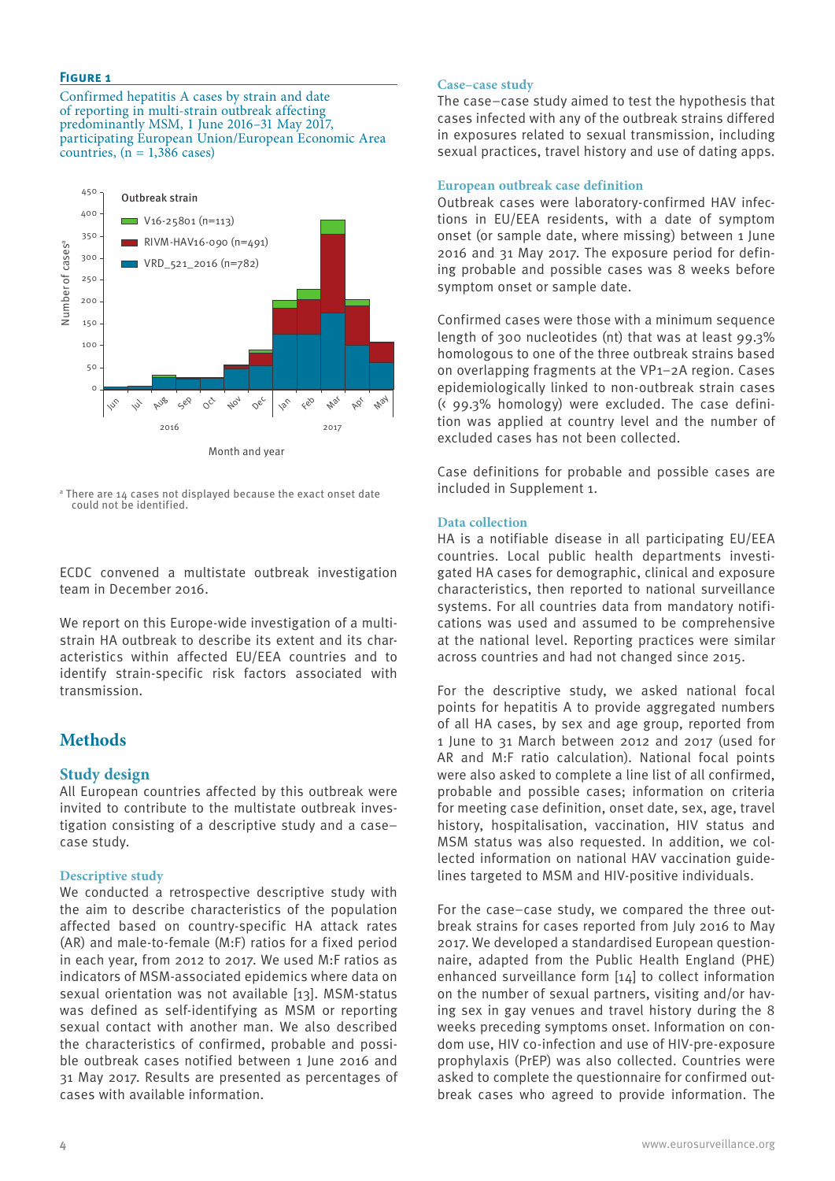**Figure 1**

Confirmed hepatitis A cases by strain and date of reporting in multi-strain outbreak affecting predominantly MSM, 1 June 2016–31 May 2017, participating European Union/European Economic Area countries, (n = 1,386 cases)

[a] There are 14 cases not displayed because the exact onset date could not be identified.

ECDC convened a multistate outbreak investigation team in December 2016.

We report on this Europe-wide investigation of a multi-strain HA outbreak to describe its extent and its characteristics within affected EU/EEA countries and to identify strain-specific risk factors associated with transmission.

## Methods

### Study design

All European countries affected by this outbreak were invited to contribute to the multistate outbreak investigation consisting of a descriptive study and a case–case study.

#### Descriptive study

We conducted a retrospective descriptive study with the aim to describe characteristics of the population affected based on country-specific HA attack rates (AR) and male-to-female (M:F) ratios for a fixed period in each year, from 2012 to 2017. We used M:F ratios as indicators of MSM-associated epidemics where data on sexual orientation was not available [13]. MSM-status was defined as self-identifying as MSM or reporting sexual contact with another man. We also described the characteristics of confirmed, probable and possible outbreak cases notified between 1 June 2016 and 31 May 2017. Results are presented as percentages of cases with available information.

#### Case–case study

The case–case study aimed to test the hypothesis that cases infected with any of the outbreak strains differed in exposures related to sexual transmission, including sexual practices, travel history and use of dating apps.

#### European outbreak case definition

Outbreak cases were laboratory-confirmed HAV infections in EU/EEA residents, with a date of symptom onset (or sample date, where missing) between 1 June 2016 and 31 May 2017. The exposure period for defining probable and possible cases was 8 weeks before symptom onset or sample date.

Confirmed cases were those with a minimum sequence length of 300 nucleotides (nt) that was at least 99.3% homologous to one of the three outbreak strains based on overlapping fragments at the VP1–2A region. Cases epidemiologically linked to non-outbreak strain cases (< 99.3% homology) were excluded. The case definition was applied at country level and the number of excluded cases has not been collected.

Case definitions for probable and possible cases are included in Supplement 1.

#### Data collection

HA is a notifiable disease in all participating EU/EEA countries. Local public health departments investigated HA cases for demographic, clinical and exposure characteristics, then reported to national surveillance systems. For all countries data from mandatory notifications was used and assumed to be comprehensive at the national level. Reporting practices were similar across countries and had not changed since 2015.

For the descriptive study, we asked national focal points for hepatitis A to provide aggregated numbers of all HA cases, by sex and age group, reported from 1 June to 31 March between 2012 and 2017 (used for AR and M:F ratio calculation). National focal points were also asked to complete a line list of all confirmed, probable and possible cases; information on criteria for meeting case definition, onset date, sex, age, travel history, hospitalisation, vaccination, HIV status and MSM status was also requested. In addition, we collected information on national HAV vaccination guidelines targeted to MSM and HIV-positive individuals.

For the case–case study, we compared the three outbreak strains for cases reported from July 2016 to May 2017. We developed a standardised European questionnaire, adapted from the Public Health England (PHE) enhanced surveillance form [14] to collect information on the number of sexual partners, visiting and/or having sex in gay venues and travel history during the 8 weeks preceding symptoms onset. Information on condom use, HIV co-infection and use of HIV-pre-exposure prophylaxis (PrEP) was also collected. Countries were asked to complete the questionnaire for confirmed outbreak cases who agreed to provide information. The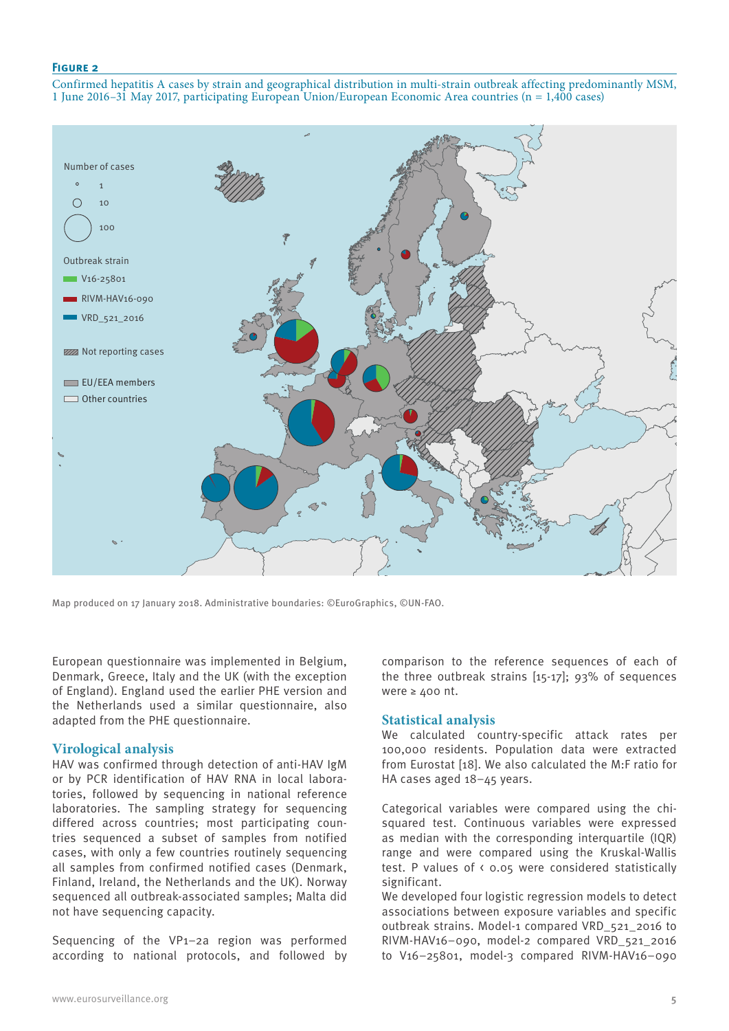**Figure 2**

Confirmed hepatitis A cases by strain and geographical distribution in multi-strain outbreak affecting predominantly MSM, 1 June 2016–31 May 2017, participating European Union/European Economic Area countries (n = 1,400 cases)

Number of cases: 1, 10, 100

Outbreak strain: V16-25801; RIVM-HAV16-090; VRD_521_2016

Not reporting cases

EU/EEA members

Other countries

Map produced on 17 January 2018. Administrative boundaries: ©EuroGraphics, ©UN-FAO.

European questionnaire was implemented in Belgium, Denmark, Greece, Italy and the UK (with the exception of England). England used the earlier PHE version and the Netherlands used a similar questionnaire, also adapted from the PHE questionnaire.

## Virological analysis

HAV was confirmed through detection of anti-HAV IgM or by PCR identification of HAV RNA in local laboratories, followed by sequencing in national reference laboratories. The sampling strategy for sequencing differed across countries; most participating countries sequenced a subset of samples from notified cases, with only a few countries routinely sequencing all samples from confirmed notified cases (Denmark, Finland, Ireland, the Netherlands and the UK). Norway sequenced all outbreak-associated samples; Malta did not have sequencing capacity.

Sequencing of the VP1–2a region was performed according to national protocols, and followed by comparison to the reference sequences of each of the three outbreak strains [15-17]; 93% of sequences were ≥ 400 nt.

## Statistical analysis

We calculated country-specific attack rates per 100,000 residents. Population data were extracted from Eurostat [18]. We also calculated the M:F ratio for HA cases aged 18–45 years.

Categorical variables were compared using the chi-squared test. Continuous variables were expressed as median with the corresponding interquartile (IQR) range and were compared using the Kruskal-Wallis test. P values of $< 0.05$ were considered statistically significant.

We developed four logistic regression models to detect associations between exposure variables and specific outbreak strains. Model-1 compared VRD_521_2016 to RIVM-HAV16–090, model-2 compared VRD_521_2016 to V16–25801, model-3 compared RIVM-HAV16–090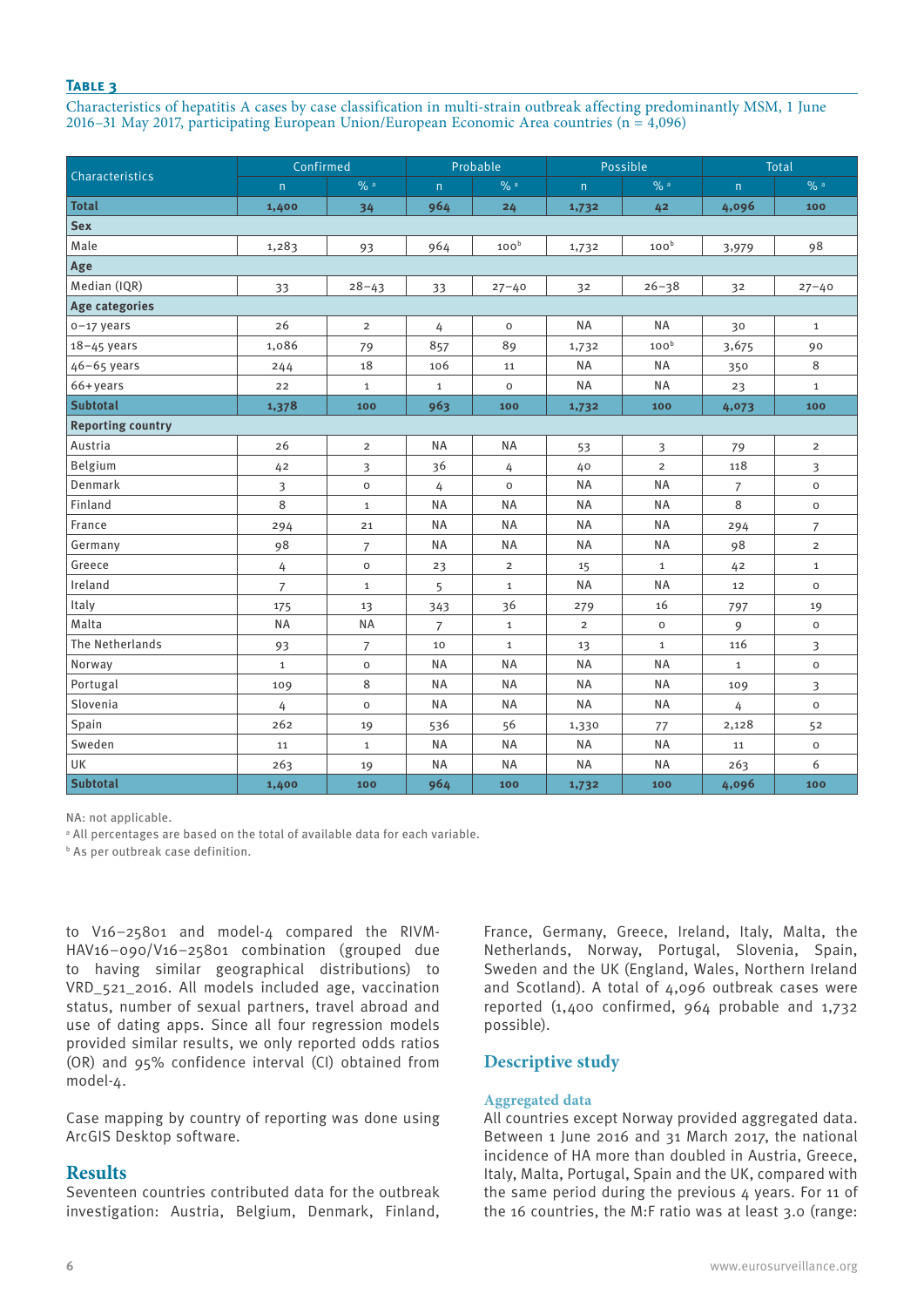**Table 3**

Characteristics of hepatitis A cases by case classification in multi-strain outbreak affecting predominantly MSM, 1 June 2016–31 May 2017, participating European Union/European Economic Area countries (n = 4,096)

| Characteristics | Confirmed | | Probable | | Possible | | Total | |
|---|---|---|---|---|---|---|---|---|
| | n | % [a] | n | % [a] | n | % [a] | n | % [a] |
| **Total** | **1,400** | **34** | **964** | **24** | **1,732** | **42** | **4,096** | **100** |
| **Sex** | | | | | | | | |
| Male | 1,283 | 93 | 964 | 100[b] | 1,732 | 100[b] | 3,979 | 98 |
| **Age** | | | | | | | | |
| Median (IQR) | 33 | 28–43 | 33 | 27–40 | 32 | 26–38 | 32 | 27–40 |
| **Age categories** | | | | | | | | |
| 0–17 years | 26 | 2 | 4 | 0 | NA | NA | 30 | 1 |
| 18–45 years | 1,086 | 79 | 857 | 89 | 1,732 | 100[b] | 3,675 | 90 |
| 46–65 years | 244 | 18 | 106 | 11 | NA | NA | 350 | 8 |
| 66+years | 22 | 1 | 1 | 0 | NA | NA | 23 | 1 |
| **Subtotal** | **1,378** | **100** | **963** | **100** | **1,732** | **100** | **4,073** | **100** |
| **Reporting country** | | | | | | | | |
| Austria | 26 | 2 | NA | NA | 53 | 3 | 79 | 2 |
| Belgium | 42 | 3 | 36 | 4 | 40 | 2 | 118 | 3 |
| Denmark | 3 | 0 | 4 | 0 | NA | NA | 7 | 0 |
| Finland | 8 | 1 | NA | NA | NA | NA | 8 | 0 |
| France | 294 | 21 | NA | NA | NA | NA | 294 | 7 |
| Germany | 98 | 7 | NA | NA | NA | NA | 98 | 2 |
| Greece | 4 | 0 | 23 | 2 | 15 | 1 | 42 | 1 |
| Ireland | 7 | 1 | 5 | 1 | NA | NA | 12 | 0 |
| Italy | 175 | 13 | 343 | 36 | 279 | 16 | 797 | 19 |
| Malta | NA | NA | 7 | 1 | 2 | 0 | 9 | 0 |
| The Netherlands | 93 | 7 | 10 | 1 | 13 | 1 | 116 | 3 |
| Norway | 1 | 0 | NA | NA | NA | NA | 1 | 0 |
| Portugal | 109 | 8 | NA | NA | NA | NA | 109 | 3 |
| Slovenia | 4 | 0 | NA | NA | NA | NA | 4 | 0 |
| Spain | 262 | 19 | 536 | 56 | 1,330 | 77 | 2,128 | 52 |
| Sweden | 11 | 1 | NA | NA | NA | NA | 11 | 0 |
| UK | 263 | 19 | NA | NA | NA | NA | 263 | 6 |
| **Subtotal** | **1,400** | **100** | **964** | **100** | **1,732** | **100** | **4,096** | **100** |

NA: not applicable.

[a] All percentages are based on the total of available data for each variable.

[b] As per outbreak case definition.

to V16–25801 and model-4 compared the RIVM-HAV16–090/V16–25801 combination (grouped due to having similar geographical distributions) to VRD_521_2016. All models included age, vaccination status, number of sexual partners, travel abroad and use of dating apps. Since all four regression models provided similar results, we only reported odds ratios (OR) and 95% confidence interval (CI) obtained from model-4.

Case mapping by country of reporting was done using ArcGIS Desktop software.

## Results

Seventeen countries contributed data for the outbreak investigation: Austria, Belgium, Denmark, Finland, France, Germany, Greece, Ireland, Italy, Malta, the Netherlands, Norway, Portugal, Slovenia, Spain, Sweden and the UK (England, Wales, Northern Ireland and Scotland). A total of 4,096 outbreak cases were reported (1,400 confirmed, 964 probable and 1,732 possible).

## Descriptive study

### Aggregated data

All countries except Norway provided aggregated data. Between 1 June 2016 and 31 March 2017, the national incidence of HA more than doubled in Austria, Greece, Italy, Malta, Portugal, Spain and the UK, compared with the same period during the previous 4 years. For 11 of the 16 countries, the M:F ratio was at least 3.0 (range: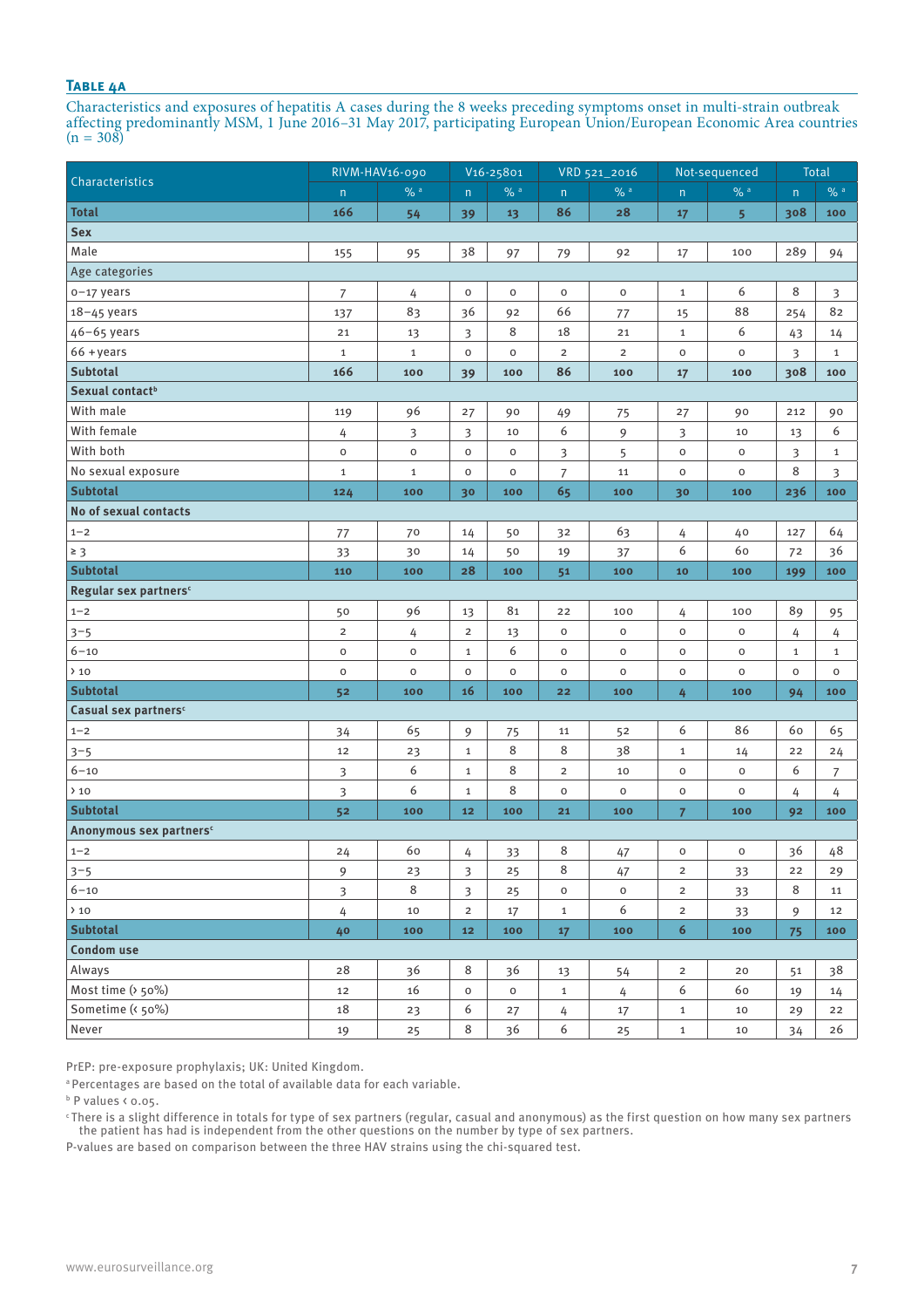**Table 4a**

Characteristics and exposures of hepatitis A cases during the 8 weeks preceding symptoms onset in multi-strain outbreak affecting predominantly MSM, 1 June 2016–31 May 2017, participating European Union/European Economic Area countries (n = 308)

| Characteristics | RIVM-HAV16-090 | | V16-25801 | | VRD 521_2016 | | Not-sequenced | | Total | |
|---|---|---|---|---|---|---|---|---|---|---|
| | n | % [a] | n | % [a] | n | % [a] | n | % [a] | n | % [a] |
| **Total** | **166** | **54** | **39** | **13** | **86** | **28** | **17** | **5** | **308** | **100** |
| **Sex** | | | | | | | | | | |
| Male | 155 | 95 | 38 | 97 | 79 | 92 | 17 | 100 | 289 | 94 |
| Age categories | | | | | | | | | | |
| 0–17 years | 7 | 4 | 0 | 0 | 0 | 0 | 1 | 6 | 8 | 3 |
| 18–45 years | 137 | 83 | 36 | 92 | 66 | 77 | 15 | 88 | 254 | 82 |
| 46–65 years | 21 | 13 | 3 | 8 | 18 | 21 | 1 | 6 | 43 | 14 |
| 66 +years | 1 | 1 | 0 | 0 | 2 | 2 | 0 | 0 | 3 | 1 |
| **Subtotal** | **166** | **100** | **39** | **100** | **86** | **100** | **17** | **100** | **308** | **100** |
| **Sexual contact[b]** | | | | | | | | | | |
| With male | 119 | 96 | 27 | 90 | 49 | 75 | 27 | 90 | 212 | 90 |
| With female | 4 | 3 | 3 | 10 | 6 | 9 | 3 | 10 | 13 | 6 |
| With both | 0 | 0 | 0 | 0 | 3 | 5 | 0 | 0 | 3 | 1 |
| No sexual exposure | 1 | 1 | 0 | 0 | 7 | 11 | 0 | 0 | 8 | 3 |
| **Subtotal** | **124** | **100** | **30** | **100** | **65** | **100** | **30** | **100** | **236** | **100** |
| **No of sexual contacts** | | | | | | | | | | |
| 1–2 | 77 | 70 | 14 | 50 | 32 | 63 | 4 | 40 | 127 | 64 |
| ≥ 3 | 33 | 30 | 14 | 50 | 19 | 37 | 6 | 60 | 72 | 36 |
| **Subtotal** | **110** | **100** | **28** | **100** | **51** | **100** | **10** | **100** | **199** | **100** |
| **Regular sex partners[c]** | | | | | | | | | | |
| 1–2 | 50 | 96 | 13 | 81 | 22 | 100 | 4 | 100 | 89 | 95 |
| 3–5 | 2 | 4 | 2 | 13 | 0 | 0 | 0 | 0 | 4 | 4 |
| 6–10 | 0 | 0 | 1 | 6 | 0 | 0 | 0 | 0 | 1 | 1 |
| > 10 | 0 | 0 | 0 | 0 | 0 | 0 | 0 | 0 | 0 | 0 |
| **Subtotal** | **52** | **100** | **16** | **100** | **22** | **100** | **4** | **100** | **94** | **100** |
| **Casual sex partners[c]** | | | | | | | | | | |
| 1–2 | 34 | 65 | 9 | 75 | 11 | 52 | 6 | 86 | 60 | 65 |
| 3–5 | 12 | 23 | 1 | 8 | 8 | 38 | 1 | 14 | 22 | 24 |
| 6–10 | 3 | 6 | 1 | 8 | 2 | 10 | 0 | 0 | 6 | 7 |
| > 10 | 3 | 6 | 1 | 8 | 0 | 0 | 0 | 0 | 4 | 4 |
| **Subtotal** | **52** | **100** | **12** | **100** | **21** | **100** | **7** | **100** | **92** | **100** |
| **Anonymous sex partners[c]** | | | | | | | | | | |
| 1–2 | 24 | 60 | 4 | 33 | 8 | 47 | 0 | 0 | 36 | 48 |
| 3–5 | 9 | 23 | 3 | 25 | 8 | 47 | 2 | 33 | 22 | 29 |
| 6–10 | 3 | 8 | 3 | 25 | 0 | 0 | 2 | 33 | 8 | 11 |
| > 10 | 4 | 10 | 2 | 17 | 1 | 6 | 2 | 33 | 9 | 12 |
| **Subtotal** | **40** | **100** | **12** | **100** | **17** | **100** | **6** | **100** | **75** | **100** |
| **Condom use** | | | | | | | | | | |
| Always | 28 | 36 | 8 | 36 | 13 | 54 | 2 | 20 | 51 | 38 |
| Most time (> 50%) | 12 | 16 | 0 | 0 | 1 | 4 | 6 | 60 | 19 | 14 |
| Sometime (< 50%) | 18 | 23 | 6 | 27 | 4 | 17 | 1 | 10 | 29 | 22 |
| Never | 19 | 25 | 8 | 36 | 6 | 25 | 1 | 10 | 34 | 26 |

PrEP: pre-exposure prophylaxis; UK: United Kingdom.

[a] Percentages are based on the total of available data for each variable.

[b] P values < 0.05.

[c] There is a slight difference in totals for type of sex partners (regular, casual and anonymous) as the first question on how many sex partners the patient has had is independent from the other questions on the number by type of sex partners.

P-values are based on comparison between the three HAV strains using the chi-squared test.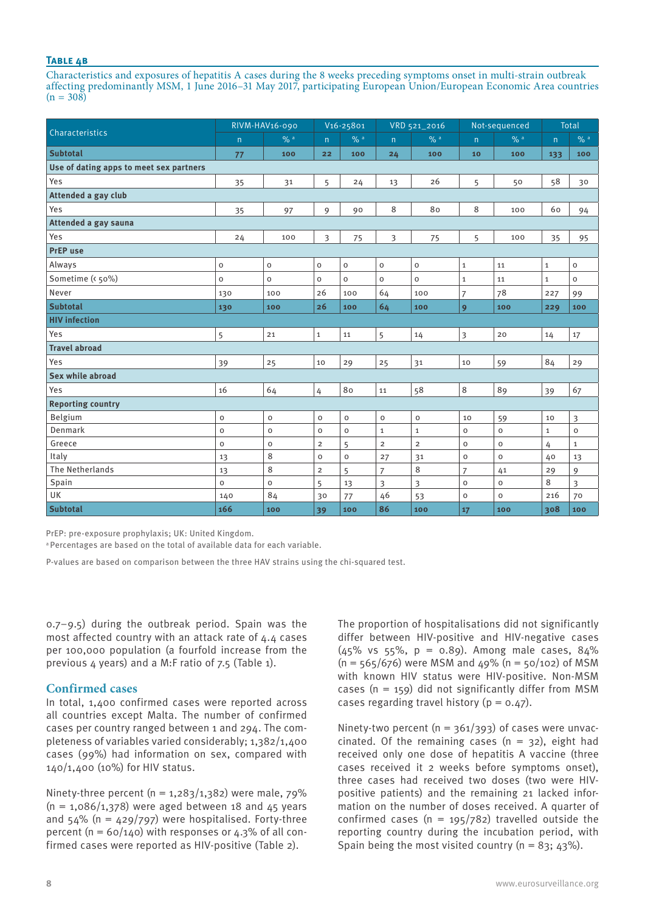**Table 4B**

Characteristics and exposures of hepatitis A cases during the 8 weeks preceding symptoms onset in multi-strain outbreak affecting predominantly MSM, 1 June 2016–31 May 2017, participating European Union/European Economic Area countries (n = 308)

| Characteristics | RIVM-HAV16-090 | | V16-25801 | | VRD 521_2016 | | Not-sequenced | | Total | |
|---|---|---|---|---|---|---|---|---|---|---|
| | n | % [a] | n | % [a] | n | % [a] | n | % [a] | n | % [a] |
| **Subtotal** | **77** | **100** | **22** | **100** | **24** | **100** | **10** | **100** | **133** | **100** |
| **Use of dating apps to meet sex partners** | | | | | | | | | | |
| Yes | 35 | 31 | 5 | 24 | 13 | 26 | 5 | 50 | 58 | 30 |
| **Attended a gay club** | | | | | | | | | | |
| Yes | 35 | 97 | 9 | 90 | 8 | 80 | 8 | 100 | 60 | 94 |
| **Attended a gay sauna** | | | | | | | | | | |
| Yes | 24 | 100 | 3 | 75 | 3 | 75 | 5 | 100 | 35 | 95 |
| **PrEP use** | | | | | | | | | | |
| Always | 0 | 0 | 0 | 0 | 0 | 0 | 1 | 11 | 1 | 0 |
| Sometime (< 50%) | 0 | 0 | 0 | 0 | 0 | 0 | 1 | 11 | 1 | 0 |
| Never | 130 | 100 | 26 | 100 | 64 | 100 | 7 | 78 | 227 | 99 |
| **Subtotal** | **130** | **100** | **26** | **100** | **64** | **100** | **9** | **100** | **229** | **100** |
| **HIV infection** | | | | | | | | | | |
| Yes | 5 | 21 | 1 | 11 | 5 | 14 | 3 | 20 | 14 | 17 |
| **Travel abroad** | | | | | | | | | | |
| Yes | 39 | 25 | 10 | 29 | 25 | 31 | 10 | 59 | 84 | 29 |
| **Sex while abroad** | | | | | | | | | | |
| Yes | 16 | 64 | 4 | 80 | 11 | 58 | 8 | 89 | 39 | 67 |
| **Reporting country** | | | | | | | | | | |
| Belgium | 0 | 0 | 0 | 0 | 0 | 0 | 10 | 59 | 10 | 3 |
| Denmark | 0 | 0 | 0 | 0 | 1 | 1 | 0 | 0 | 1 | 0 |
| Greece | 0 | 0 | 2 | 5 | 2 | 2 | 0 | 0 | 4 | 1 |
| Italy | 13 | 8 | 0 | 0 | 27 | 31 | 0 | 0 | 40 | 13 |
| The Netherlands | 13 | 8 | 2 | 5 | 7 | 8 | 7 | 41 | 29 | 9 |
| Spain | 0 | 0 | 5 | 13 | 3 | 3 | 0 | 0 | 8 | 3 |
| UK | 140 | 84 | 30 | 77 | 46 | 53 | 0 | 0 | 216 | 70 |
| **Subtotal** | **166** | **100** | **39** | **100** | **86** | **100** | **17** | **100** | **308** | **100** |

PrEP: pre-exposure prophylaxis; UK: United Kingdom.

[a] Percentages are based on the total of available data for each variable.

P-values are based on comparison between the three HAV strains using the chi-squared test.

0.7–9.5) during the outbreak period. Spain was the most affected country with an attack rate of 4.4 cases per 100,000 population (a fourfold increase from the previous 4 years) and a M:F ratio of 7.5 (Table 1).

## Confirmed cases

In total, 1,400 confirmed cases were reported across all countries except Malta. The number of confirmed cases per country ranged between 1 and 294. The completeness of variables varied considerably; 1,382/1,400 cases (99%) had information on sex, compared with 140/1,400 (10%) for HIV status.

Ninety-three percent (n = 1,283/1,382) were male, 79% (n = 1,086/1,378) were aged between 18 and 45 years and 54% (n = 429/797) were hospitalised. Forty-three percent (n = 60/140) with responses or 4.3% of all confirmed cases were reported as HIV-positive (Table 2).

The proportion of hospitalisations did not significantly differ between HIV-positive and HIV-negative cases (45% vs 55%, p = 0.89). Among male cases, 84% (n = 565/676) were MSM and 49% (n = 50/102) of MSM with known HIV status were HIV-positive. Non-MSM cases (n = 159) did not significantly differ from MSM cases regarding travel history (p = 0.47).

Ninety-two percent (n = 361/393) of cases were unvaccinated. Of the remaining cases (n = 32), eight had received only one dose of hepatitis A vaccine (three cases received it 2 weeks before symptoms onset), three cases had received two doses (two were HIV-positive patients) and the remaining 21 lacked information on the number of doses received. A quarter of confirmed cases (n = 195/782) travelled outside the reporting country during the incubation period, with Spain being the most visited country (n = 83; 43%).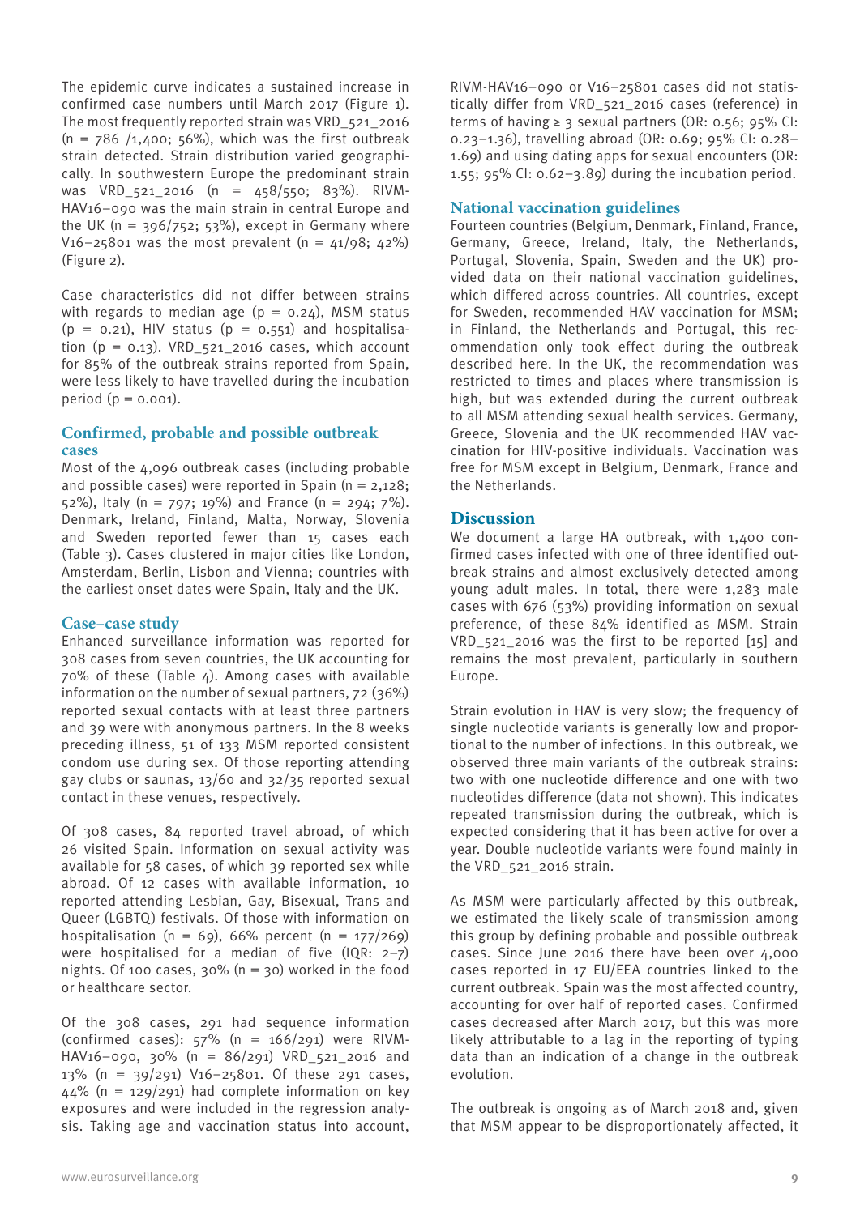The epidemic curve indicates a sustained increase in confirmed case numbers until March 2017 (Figure 1). The most frequently reported strain was VRD_521_2016 (n = 786 /1,400; 56%), which was the first outbreak strain detected. Strain distribution varied geographically. In southwestern Europe the predominant strain was VRD_521_2016 (n = 458/550; 83%). RIVM-HAV16–090 was the main strain in central Europe and the UK (n = 396/752; 53%), except in Germany where V16–25801 was the most prevalent (n = 41/98; 42%) (Figure 2).

Case characteristics did not differ between strains with regards to median age (p = 0.24), MSM status (p = 0.21), HIV status (p = 0.551) and hospitalisation (p = 0.13). VRD_521_2016 cases, which account for 85% of the outbreak strains reported from Spain, were less likely to have travelled during the incubation period (p = 0.001).

## Confirmed, probable and possible outbreak cases

Most of the 4,096 outbreak cases (including probable and possible cases) were reported in Spain (n = 2,128; 52%), Italy (n = 797; 19%) and France (n = 294; 7%). Denmark, Ireland, Finland, Malta, Norway, Slovenia and Sweden reported fewer than 15 cases each (Table 3). Cases clustered in major cities like London, Amsterdam, Berlin, Lisbon and Vienna; countries with the earliest onset dates were Spain, Italy and the UK.

## Case–case study

Enhanced surveillance information was reported for 308 cases from seven countries, the UK accounting for 70% of these (Table 4). Among cases with available information on the number of sexual partners, 72 (36%) reported sexual contacts with at least three partners and 39 were with anonymous partners. In the 8 weeks preceding illness, 51 of 133 MSM reported consistent condom use during sex. Of those reporting attending gay clubs or saunas, 13/60 and 32/35 reported sexual contact in these venues, respectively.

Of 308 cases, 84 reported travel abroad, of which 26 visited Spain. Information on sexual activity was available for 58 cases, of which 39 reported sex while abroad. Of 12 cases with available information, 10 reported attending Lesbian, Gay, Bisexual, Trans and Queer (LGBTQ) festivals. Of those with information on hospitalisation (n = 69), 66% percent (n = 177/269) were hospitalised for a median of five (IQR: 2–7) nights. Of 100 cases, 30% (n = 30) worked in the food or healthcare sector.

Of the 308 cases, 291 had sequence information (confirmed cases): 57% (n = 166/291) were RIVM-HAV16–090, 30% (n = 86/291) VRD_521_2016 and 13% (n = 39/291) V16–25801. Of these 291 cases, 44% (n = 129/291) had complete information on key exposures and were included in the regression analysis. Taking age and vaccination status into account, RIVM-HAV16–090 or V16–25801 cases did not statistically differ from VRD_521_2016 cases (reference) in terms of having ≥ 3 sexual partners (OR: 0.56; 95% CI: 0.23–1.36), travelling abroad (OR: 0.69; 95% CI: 0.28–1.69) and using dating apps for sexual encounters (OR: 1.55; 95% CI: 0.62–3.89) during the incubation period.

## National vaccination guidelines

Fourteen countries (Belgium, Denmark, Finland, France, Germany, Greece, Ireland, Italy, the Netherlands, Portugal, Slovenia, Spain, Sweden and the UK) provided data on their national vaccination guidelines, which differed across countries. All countries, except for Sweden, recommended HAV vaccination for MSM; in Finland, the Netherlands and Portugal, this recommendation only took effect during the outbreak described here. In the UK, the recommendation was restricted to times and places where transmission is high, but was extended during the current outbreak to all MSM attending sexual health services. Germany, Greece, Slovenia and the UK recommended HAV vaccination for HIV-positive individuals. Vaccination was free for MSM except in Belgium, Denmark, France and the Netherlands.

## Discussion

We document a large HA outbreak, with 1,400 confirmed cases infected with one of three identified outbreak strains and almost exclusively detected among young adult males. In total, there were 1,283 male cases with 676 (53%) providing information on sexual preference, of these 84% identified as MSM. Strain VRD_521_2016 was the first to be reported [15] and remains the most prevalent, particularly in southern Europe.

Strain evolution in HAV is very slow; the frequency of single nucleotide variants is generally low and proportional to the number of infections. In this outbreak, we observed three main variants of the outbreak strains: two with one nucleotide difference and one with two nucleotides difference (data not shown). This indicates repeated transmission during the outbreak, which is expected considering that it has been active for over a year. Double nucleotide variants were found mainly in the VRD_521_2016 strain.

As MSM were particularly affected by this outbreak, we estimated the likely scale of transmission among this group by defining probable and possible outbreak cases. Since June 2016 there have been over 4,000 cases reported in 17 EU/EEA countries linked to the current outbreak. Spain was the most affected country, accounting for over half of reported cases. Confirmed cases decreased after March 2017, but this was more likely attributable to a lag in the reporting of typing data than an indication of a change in the outbreak evolution.

The outbreak is ongoing as of March 2018 and, given that MSM appear to be disproportionately affected, it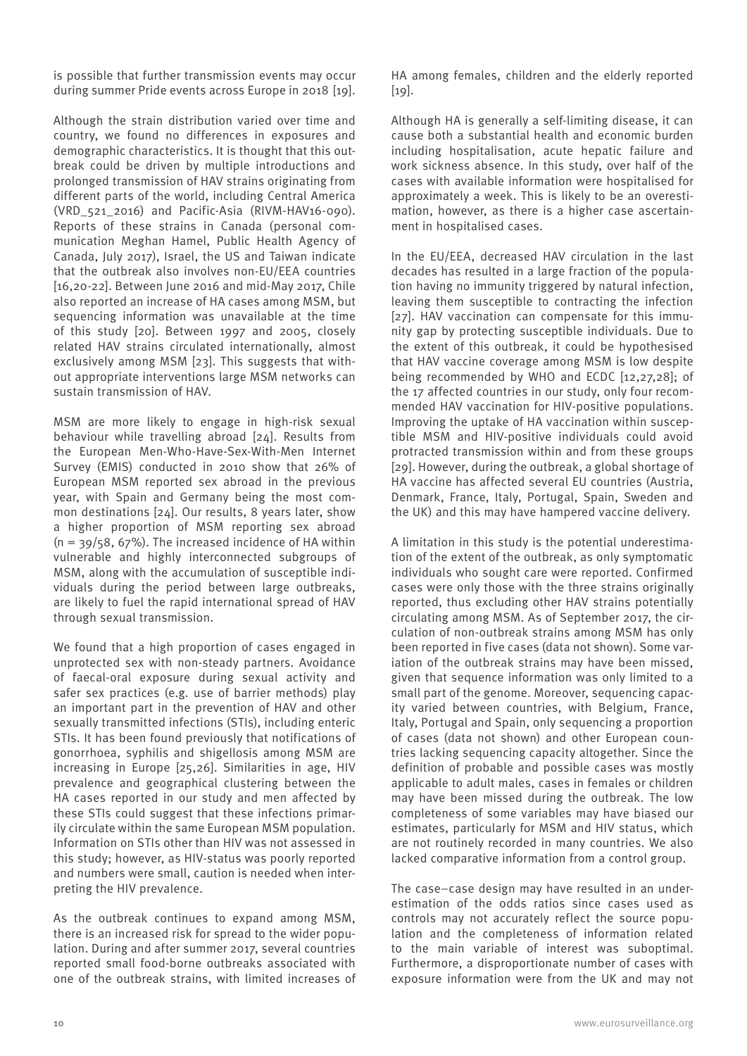is possible that further transmission events may occur during summer Pride events across Europe in 2018 [19].

Although the strain distribution varied over time and country, we found no differences in exposures and demographic characteristics. It is thought that this outbreak could be driven by multiple introductions and prolonged transmission of HAV strains originating from different parts of the world, including Central America (VRD_521_2016) and Pacific-Asia (RIVM-HAV16-090). Reports of these strains in Canada (personal communication Meghan Hamel, Public Health Agency of Canada, July 2017), Israel, the US and Taiwan indicate that the outbreak also involves non-EU/EEA countries [16,20-22]. Between June 2016 and mid-May 2017, Chile also reported an increase of HA cases among MSM, but sequencing information was unavailable at the time of this study [20]. Between 1997 and 2005, closely related HAV strains circulated internationally, almost exclusively among MSM [23]. This suggests that without appropriate interventions large MSM networks can sustain transmission of HAV.

MSM are more likely to engage in high-risk sexual behaviour while travelling abroad [24]. Results from the European Men-Who-Have-Sex-With-Men Internet Survey (EMIS) conducted in 2010 show that 26% of European MSM reported sex abroad in the previous year, with Spain and Germany being the most common destinations [24]. Our results, 8 years later, show a higher proportion of MSM reporting sex abroad (n = 39/58, 67%). The increased incidence of HA within vulnerable and highly interconnected subgroups of MSM, along with the accumulation of susceptible individuals during the period between large outbreaks, are likely to fuel the rapid international spread of HAV through sexual transmission.

We found that a high proportion of cases engaged in unprotected sex with non-steady partners. Avoidance of faecal-oral exposure during sexual activity and safer sex practices (e.g. use of barrier methods) play an important part in the prevention of HAV and other sexually transmitted infections (STIs), including enteric STIs. It has been found previously that notifications of gonorrhoea, syphilis and shigellosis among MSM are increasing in Europe [25,26]. Similarities in age, HIV prevalence and geographical clustering between the HA cases reported in our study and men affected by these STIs could suggest that these infections primarily circulate within the same European MSM population. Information on STIs other than HIV was not assessed in this study; however, as HIV-status was poorly reported and numbers were small, caution is needed when interpreting the HIV prevalence.

As the outbreak continues to expand among MSM, there is an increased risk for spread to the wider population. During and after summer 2017, several countries reported small food-borne outbreaks associated with one of the outbreak strains, with limited increases of HA among females, children and the elderly reported [19].

Although HA is generally a self-limiting disease, it can cause both a substantial health and economic burden including hospitalisation, acute hepatic failure and work sickness absence. In this study, over half of the cases with available information were hospitalised for approximately a week. This is likely to be an overestimation, however, as there is a higher case ascertainment in hospitalised cases.

In the EU/EEA, decreased HAV circulation in the last decades has resulted in a large fraction of the population having no immunity triggered by natural infection, leaving them susceptible to contracting the infection [27]. HAV vaccination can compensate for this immunity gap by protecting susceptible individuals. Due to the extent of this outbreak, it could be hypothesised that HAV vaccine coverage among MSM is low despite being recommended by WHO and ECDC [12,27,28]; of the 17 affected countries in our study, only four recommended HAV vaccination for HIV-positive populations. Improving the uptake of HA vaccination within susceptible MSM and HIV-positive individuals could avoid protracted transmission within and from these groups [29]. However, during the outbreak, a global shortage of HA vaccine has affected several EU countries (Austria, Denmark, France, Italy, Portugal, Spain, Sweden and the UK) and this may have hampered vaccine delivery.

A limitation in this study is the potential underestimation of the extent of the outbreak, as only symptomatic individuals who sought care were reported. Confirmed cases were only those with the three strains originally reported, thus excluding other HAV strains potentially circulating among MSM. As of September 2017, the circulation of non-outbreak strains among MSM has only been reported in five cases (data not shown). Some variation of the outbreak strains may have been missed, given that sequence information was only limited to a small part of the genome. Moreover, sequencing capacity varied between countries, with Belgium, France, Italy, Portugal and Spain, only sequencing a proportion of cases (data not shown) and other European countries lacking sequencing capacity altogether. Since the definition of probable and possible cases was mostly applicable to adult males, cases in females or children may have been missed during the outbreak. The low completeness of some variables may have biased our estimates, particularly for MSM and HIV status, which are not routinely recorded in many countries. We also lacked comparative information from a control group.

The case–case design may have resulted in an underestimation of the odds ratios since cases used as controls may not accurately reflect the source population and the completeness of information related to the main variable of interest was suboptimal. Furthermore, a disproportionate number of cases with exposure information were from the UK and may not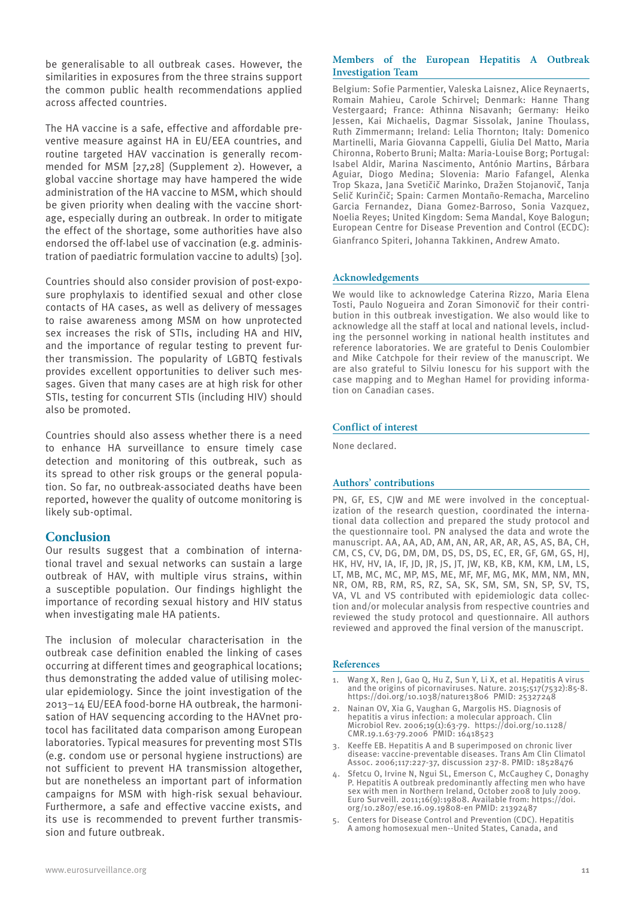be generalisable to all outbreak cases. However, the similarities in exposures from the three strains support the common public health recommendations applied across affected countries.

The HA vaccine is a safe, effective and affordable preventive measure against HA in EU/EEA countries, and routine targeted HAV vaccination is generally recommended for MSM [27,28] (Supplement 2). However, a global vaccine shortage may have hampered the wide administration of the HA vaccine to MSM, which should be given priority when dealing with the vaccine shortage, especially during an outbreak. In order to mitigate the effect of the shortage, some authorities have also endorsed the off-label use of vaccination (e.g. administration of paediatric formulation vaccine to adults) [30].

Countries should also consider provision of post-exposure prophylaxis to identified sexual and other close contacts of HA cases, as well as delivery of messages to raise awareness among MSM on how unprotected sex increases the risk of STIs, including HA and HIV, and the importance of regular testing to prevent further transmission. The popularity of LGBTQ festivals provides excellent opportunities to deliver such messages. Given that many cases are at high risk for other STIs, testing for concurrent STIs (including HIV) should also be promoted.

Countries should also assess whether there is a need to enhance HA surveillance to ensure timely case detection and monitoring of this outbreak, such as its spread to other risk groups or the general population. So far, no outbreak-associated deaths have been reported, however the quality of outcome monitoring is likely sub-optimal.

## Conclusion

Our results suggest that a combination of international travel and sexual networks can sustain a large outbreak of HAV, with multiple virus strains, within a susceptible population. Our findings highlight the importance of recording sexual history and HIV status when investigating male HA patients.

The inclusion of molecular characterisation in the outbreak case definition enabled the linking of cases occurring at different times and geographical locations; thus demonstrating the added value of utilising molecular epidemiology. Since the joint investigation of the 2013–14 EU/EEA food-borne HA outbreak, the harmonisation of HAV sequencing according to the HAVnet protocol has facilitated data comparison among European laboratories. Typical measures for preventing most STIs (e.g. condom use or personal hygiene instructions) are not sufficient to prevent HA transmission altogether, but are nonetheless an important part of information campaigns for MSM with high-risk sexual behaviour. Furthermore, a safe and effective vaccine exists, and its use is recommended to prevent further transmission and future outbreak.

### Members of the European Hepatitis A Outbreak Investigation Team

Belgium: Sofie Parmentier, Valeska Laisnez, Alice Reynaerts, Romain Mahieu, Carole Schirvel; Denmark: Hanne Thang Vestergaard; France: Athinna Nisavanh; Germany: Heiko Jessen, Kai Michaelis, Dagmar Sissolak, Janine Thoulass, Ruth Zimmermann; Ireland: Lelia Thornton; Italy: Domenico Martinelli, Maria Giovanna Cappelli, Giulia Del Matto, Maria Chironna, Roberto Bruni; Malta: Maria-Louise Borg; Portugal: Isabel Aldir, Marina Nascimento, António Martins, Bárbara Aguiar, Diogo Medina; Slovenia: Mario Fafangel, Alenka Trop Skaza, Jana Svetičič Marinko, Dražen Stojanovič, Tanja Selič Kurinčič; Spain: Carmen Montaño-Remacha, Marcelino Garcia Fernandez, Diana Gomez-Barroso, Sonia Vazquez, Noelia Reyes; United Kingdom: Sema Mandal, Koye Balogun; European Centre for Disease Prevention and Control (ECDC): Gianfranco Spiteri, Johanna Takkinen, Andrew Amato.

### Acknowledgements

We would like to acknowledge Caterina Rizzo, Maria Elena Tosti, Paulo Nogueira and Zoran Simonovič for their contribution in this outbreak investigation. We also would like to acknowledge all the staff at local and national levels, including the personnel working in national health institutes and reference laboratories. We are grateful to Denis Coulombier and Mike Catchpole for their review of the manuscript. We are also grateful to Silviu Ionescu for his support with the case mapping and to Meghan Hamel for providing information on Canadian cases.

### Conflict of interest

None declared.

### Authors' contributions

PN, GF, ES, CJW and ME were involved in the conceptualization of the research question, coordinated the international data collection and prepared the study protocol and the questionnaire tool. PN analysed the data and wrote the manuscript. AA, AA, AD, AM, AN, AR, AR, AR, AS, AS, BA, CH, CM, CS, CV, DG, DM, DM, DS, DS, DS, EC, ER, GF, GM, GS, HJ, HK, HV, HV, IA, IF, JD, JR, JS, JT, JW, KB, KB, KM, KM, LM, LS, LT, MB, MC, MC, MP, MS, ME, MF, MF, MG, MK, MM, NM, MN, NR, OM, RB, RM, RS, RZ, SA, SK, SM, SM, SN, SP, SV, TS, VA, VL and VS contributed with epidemiologic data collection and/or molecular analysis from respective countries and reviewed the study protocol and questionnaire. All authors reviewed and approved the final version of the manuscript.

### References

1. Wang X, Ren J, Gao Q, Hu Z, Sun Y, Li X, et al. Hepatitis A virus and the origins of picornaviruses. Nature. 2015;517(7532):85-8. https://doi.org/10.1038/nature13806 PMID: 25327248
2. Nainan OV, Xia G, Vaughan G, Margolis HS. Diagnosis of hepatitis a virus infection: a molecular approach. Clin Microbiol Rev. 2006;19(1):63-79. https://doi.org/10.1128/CMR.19.1.63-79.2006 PMID: 16418523
3. Keeffe EB. Hepatitis A and B superimposed on chronic liver disease: vaccine-preventable diseases. Trans Am Clin Climatol Assoc. 2006;117:227-37, discussion 237-8. PMID: 18528476
4. Sfetcu O, Irvine N, Ngui SL, Emerson C, McCaughey C, Donaghy P. Hepatitis A outbreak predominantly affecting men who have sex with men in Northern Ireland, October 2008 to July 2009. Euro Surveill. 2011;16(9):19808. Available from: https://doi.org/10.2807/ese.16.09.19808-en PMID: 21392487
5. Centers for Disease Control and Prevention (CDC). Hepatitis A among homosexual men--United States, Canada, and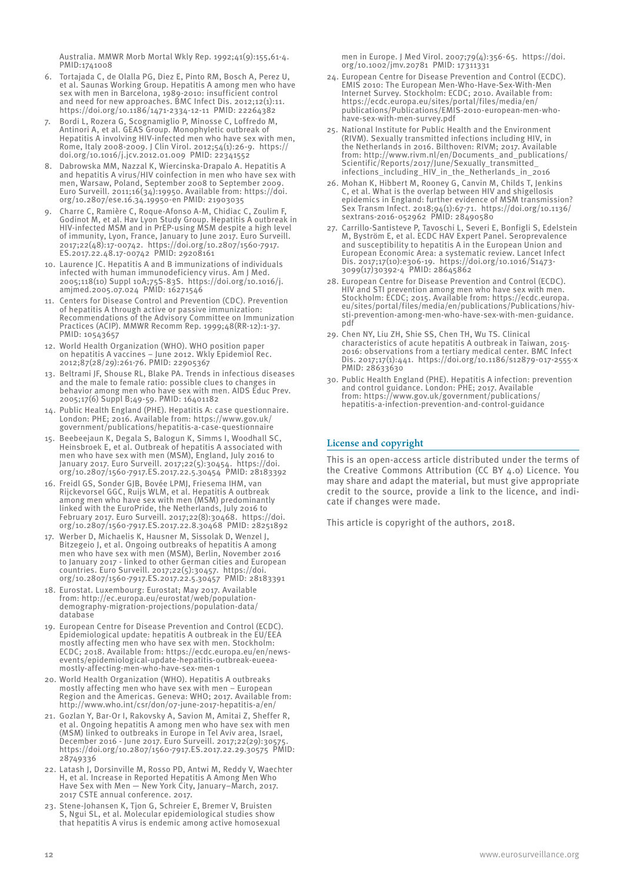Australia. MMWR Morb Mortal Wkly Rep. 1992;41(9):155,61-4. PMID:1741008

6. Tortajada C, de Olalla PG, Diez E, Pinto RM, Bosch A, Perez U, et al. Saunas Working Group. Hepatitis A among men who have sex with men in Barcelona, 1989-2010: insufficient control and need for new approaches. BMC Infect Dis. 2012;12(1):11. https://doi.org/10.1186/1471-2334-12-11 PMID: 22264382
7. Bordi L, Rozera G, Scognamiglio P, Minosse C, Loffredo M, Antinori A, et al. GEAS Group. Monophyletic outbreak of Hepatitis A involving HIV-infected men who have sex with men, Rome, Italy 2008-2009. J Clin Virol. 2012;54(1):26-9. https://doi.org/10.1016/j.jcv.2012.01.009 PMID: 22341552
8. Dabrowska MM, Nazzal K, Wiercinska-Drapalo A. Hepatitis A and hepatitis A virus/HIV coinfection in men who have sex with men, Warsaw, Poland, September 2008 to September 2009. Euro Surveill. 2011;16(34):19950. Available from: https://doi.org/10.2807/ese.16.34.19950-en PMID: 21903035
9. Charre C, Ramière C, Roque-Afonso A-M, Chidiac C, Zoulim F, Godinot M, et al. Hav Lyon Study Group. Hepatitis A outbreak in HIV-infected MSM and in PrEP-using MSM despite a high level of immunity, Lyon, France, January to June 2017. Euro Surveill. 2017;22(48):17-00742. https://doi.org/10.2807/1560-7917.ES.2017.22.48.17-00742 PMID: 29208161
10. Laurence JC. Hepatitis A and B immunizations of individuals infected with human immunodeficiency virus. Am J Med. 2005;118(10) Suppl 10A;75S-83S. https://doi.org/10.1016/j.amjmed.2005.07.024 PMID: 16271546
11. Centers for Disease Control and Prevention (CDC). Prevention of hepatitis A through active or passive immunization: Recommendations of the Advisory Committee on Immunization Practices (ACIP). MMWR Recomm Rep. 1999;48(RR-12):1-37. PMID: 10543657
12. World Health Organization (WHO). WHO position paper on hepatitis A vaccines – June 2012. Wkly Epidemiol Rec. 2012;87(28/29):261-76. PMID: 22905367
13. Beltrami JF, Shouse RL, Blake PA. Trends in infectious diseases and the male to female ratio: possible clues to changes in behavior among men who have sex with men. AIDS Educ Prev. 2005;17(6) Suppl B;49-59. PMID: 16401182
14. Public Health England (PHE). Hepatitis A: case questionnaire. London: PHE; 2016. Available from: https://www.gov.uk/government/publications/hepatitis-a-case-questionnaire
15. Beebeejaun K, Degala S, Balogun K, Simms I, Woodhall SC, Heinsbroek E, et al. Outbreak of hepatitis A associated with men who have sex with men (MSM), England, July 2016 to January 2017. Euro Surveill. 2017;22(5):30454. https://doi.org/10.2807/1560-7917.ES.2017.22.5.30454 PMID: 28183392
16. Freidl GS, Sonder GJB, Bovée LPMJ, Friesema IHM, van Rijckevorsel GGC, Ruijs WLM, et al. Hepatitis A outbreak among men who have sex with men (MSM) predominantly linked with the EuroPride, the Netherlands, July 2016 to February 2017. Euro Surveill. 2017;22(8):30468. https://doi.org/10.2807/1560-7917.ES.2017.22.8.30468 PMID: 28251892
17. Werber D, Michaelis K, Hausner M, Sissolak D, Wenzel J, Bitzegeio J, et al. Ongoing outbreaks of hepatitis A among men who have sex with men (MSM), Berlin, November 2016 to January 2017 - linked to other German cities and European countries. Euro Surveill. 2017;22(5):30457. https://doi.org/10.2807/1560-7917.ES.2017.22.5.30457 PMID: 28183391
18. Eurostat. Luxembourg: Eurostat; May 2017. Available from: http://ec.europa.eu/eurostat/web/population-demography-migration-projections/population-data/database
19. European Centre for Disease Prevention and Control (ECDC). Epidemiological update: hepatitis A outbreak in the EU/EEA mostly affecting men who have sex with men. Stockholm: ECDC; 2018. Available from: https://ecdc.europa.eu/en/news-events/epidemiological-update-hepatitis-outbreak-eueea-mostly-affecting-men-who-have-sex-men-1
20. World Health Organization (WHO). Hepatitis A outbreaks mostly affecting men who have sex with men – European Region and the Americas. Geneva: WHO; 2017. Available from: http://www.who.int/csr/don/07-june-2017-hepatitis-a/en/
21. Gozlan Y, Bar-Or I, Rakovsky A, Savion M, Amitai Z, Sheffer R, et al. Ongoing hepatitis A among men who have sex with men (MSM) linked to outbreaks in Europe in Tel Aviv area, Israel, December 2016 - June 2017. Euro Surveill. 2017;22(29):30575. https://doi.org/10.2807/1560-7917.ES.2017.22.29.30575 PMID: 28749336
22. Latash J, Dorsinville M, Rosso PD, Antwi M, Reddy V, Waechter H, et al. Increase in Reported Hepatitis A Among Men Who Have Sex with Men — New York City, January–March, 2017. 2017 CSTE annual conference. 2017.
23. Stene-Johansen K, Tjon G, Schreier E, Bremer V, Bruisten S, Ngui SL, et al. Molecular epidemiological studies show that hepatitis A virus is endemic among active homosexual men in Europe. J Med Virol. 2007;79(4):356-65. https://doi.org/10.1002/jmv.20781 PMID: 17311331
24. European Centre for Disease Prevention and Control (ECDC). EMIS 2010: The European Men-Who-Have-Sex-With-Men Internet Survey. Stockholm: ECDC; 2010. Available from: https://ecdc.europa.eu/sites/portal/files/media/en/publications/Publications/EMIS-2010-european-men-who-have-sex-with-men-survey.pdf
25. National Institute for Public Health and the Environment (RIVM). Sexually transmitted infections including HIV, in the Netherlands in 2016. Bilthoven: RIVM; 2017. Available from: http://www.rivm.nl/en/Documents_and_publications/Scientific/Reports/2017/June/Sexually_transmitted_infections_including_HIV_in_the_Netherlands_in_2016
26. Mohan K, Hibbert M, Rooney G, Canvin M, Childs T, Jenkins C, et al. What is the overlap between HIV and shigellosis epidemics in England: further evidence of MSM transmission? Sex Transm Infect. 2018;94(1):67-71. https://doi.org/10.1136/sextrans-2016-052962 PMID: 28490580
27. Carrillo-Santisteve P, Tavoschi L, Severi E, Bonfigli S, Edelstein M, Byström E, et al. ECDC HAV Expert Panel. Seroprevalence and susceptibility to hepatitis A in the European Union and European Economic Area: a systematic review. Lancet Infect Dis. 2017;17(10):e306-19. https://doi.org/10.1016/S1473-3099(17)30392-4 PMID: 28645862
28. European Centre for Disease Prevention and Control (ECDC). HIV and STI prevention among men who have sex with men. Stockholm: ECDC; 2015. Available from: https://ecdc.europa.eu/sites/portal/files/media/en/publications/Publications/hiv-sti-prevention-among-men-who-have-sex-with-men-guidance.pdf
29. Chen NY, Liu ZH, Shie SS, Chen TH, Wu TS. Clinical characteristics of acute hepatitis A outbreak in Taiwan, 2015-2016: observations from a tertiary medical center. BMC Infect Dis. 2017;17(1):441. https://doi.org/10.1186/s12879-017-2555-x PMID: 28633630
30. Public Health England (PHE). Hepatitis A infection: prevention and control guidance. London: PHE; 2017. Available from: https://www.gov.uk/government/publications/hepatitis-a-infection-prevention-and-control-guidance

## License and copyright

This is an open-access article distributed under the terms of the Creative Commons Attribution (CC BY 4.0) Licence. You may share and adapt the material, but must give appropriate credit to the source, provide a link to the licence, and indicate if changes were made.

This article is copyright of the authors, 2018.